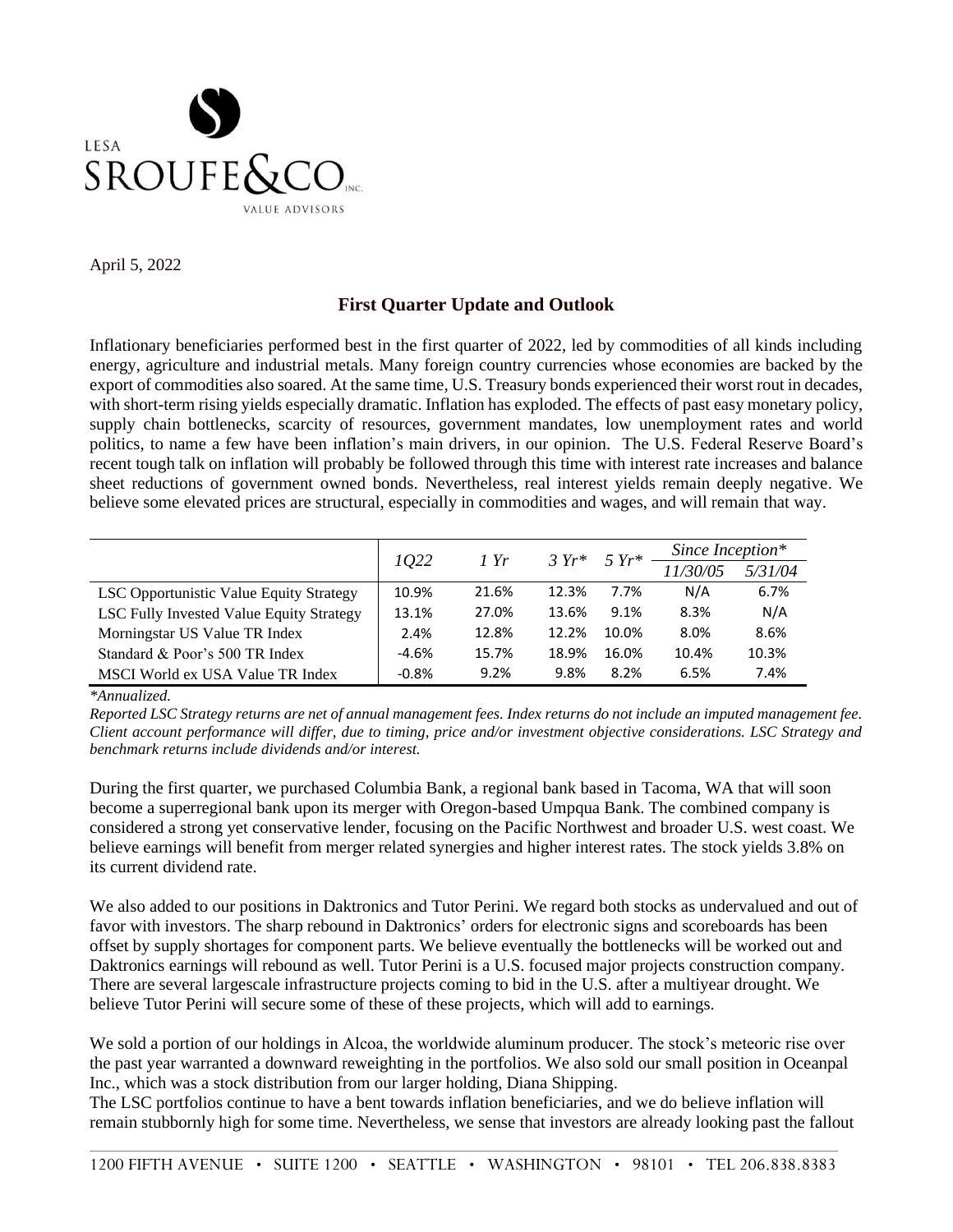LESA SROUFE&CO INC.
VALUE ADVISORS

April 5, 2022

## First Quarter Update and Outlook

Inflationary beneficiaries performed best in the first quarter of 2022, led by commodities of all kinds including energy, agriculture and industrial metals. Many foreign country currencies whose economies are backed by the export of commodities also soared. At the same time, U.S. Treasury bonds experienced their worst rout in decades, with short-term rising yields especially dramatic. Inflation has exploded. The effects of past easy monetary policy, supply chain bottlenecks, scarcity of resources, government mandates, low unemployment rates and world politics, to name a few have been inflation's main drivers, in our opinion. The U.S. Federal Reserve Board's recent tough talk on inflation will probably be followed through this time with interest rate increases and balance sheet reductions of government owned bonds. Nevertheless, real interest yields remain deeply negative. We believe some elevated prices are structural, especially in commodities and wages, and will remain that way.

| | *1Q22* | *1 Yr* | *3 Yr\** | *5 Yr\** | *Since Inception\** | |
|---|---|---|---|---|---|---|
| | | | | | *11/30/05* | *5/31/04* |
| LSC Opportunistic Value Equity Strategy | 10.9% | 21.6% | 12.3% | 7.7% | N/A | 6.7% |
| LSC Fully Invested Value Equity Strategy | 13.1% | 27.0% | 13.6% | 9.1% | 8.3% | N/A |
| Morningstar US Value TR Index | 2.4% | 12.8% | 12.2% | 10.0% | 8.0% | 8.6% |
| Standard & Poor's 500 TR Index | -4.6% | 15.7% | 18.9% | 16.0% | 10.4% | 10.3% |
| MSCI World ex USA Value TR Index | -0.8% | 9.2% | 9.8% | 8.2% | 6.5% | 7.4% |

*\*Annualized.*

*Reported LSC Strategy returns are net of annual management fees. Index returns do not include an imputed management fee. Client account performance will differ, due to timing, price and/or investment objective considerations. LSC Strategy and benchmark returns include dividends and/or interest.*

During the first quarter, we purchased Columbia Bank, a regional bank based in Tacoma, WA that will soon become a superregional bank upon its merger with Oregon-based Umpqua Bank. The combined company is considered a strong yet conservative lender, focusing on the Pacific Northwest and broader U.S. west coast. We believe earnings will benefit from merger related synergies and higher interest rates. The stock yields 3.8% on its current dividend rate.

We also added to our positions in Daktronics and Tutor Perini. We regard both stocks as undervalued and out of favor with investors. The sharp rebound in Daktronics' orders for electronic signs and scoreboards has been offset by supply shortages for component parts. We believe eventually the bottlenecks will be worked out and Daktronics earnings will rebound as well. Tutor Perini is a U.S. focused major projects construction company. There are several largescale infrastructure projects coming to bid in the U.S. after a multiyear drought. We believe Tutor Perini will secure some of these of these projects, which will add to earnings.

We sold a portion of our holdings in Alcoa, the worldwide aluminum producer. The stock's meteoric rise over the past year warranted a downward reweighting in the portfolios. We also sold our small position in Oceanpal Inc., which was a stock distribution from our larger holding, Diana Shipping.
The LSC portfolios continue to have a bent towards inflation beneficiaries, and we do believe inflation will remain stubbornly high for some time. Nevertheless, we sense that investors are already looking past the fallout

1200 FIFTH AVENUE • SUITE 1200 • SEATTLE • WASHINGTON • 98101 • TEL 206.838.8383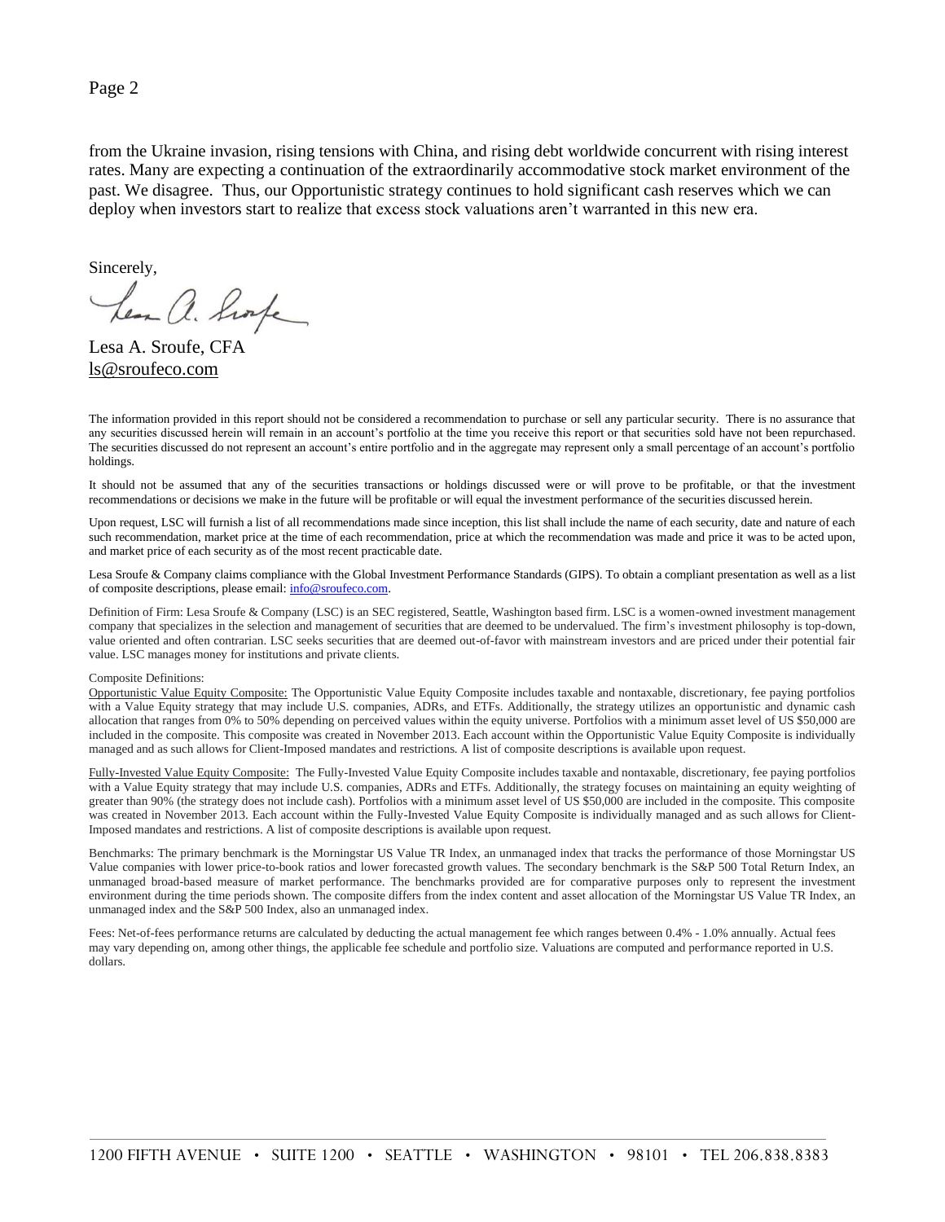from the Ukraine invasion, rising tensions with China, and rising debt worldwide concurrent with rising interest rates. Many are expecting a continuation of the extraordinarily accommodative stock market environment of the past. We disagree. Thus, our Opportunistic strategy continues to hold significant cash reserves which we can deploy when investors start to realize that excess stock valuations aren't warranted in this new era.

Sincerely,

Lesa A. Sroufe, CFA
ls@sroufeco.com

The information provided in this report should not be considered a recommendation to purchase or sell any particular security. There is no assurance that any securities discussed herein will remain in an account's portfolio at the time you receive this report or that securities sold have not been repurchased. The securities discussed do not represent an account's entire portfolio and in the aggregate may represent only a small percentage of an account's portfolio holdings.

It should not be assumed that any of the securities transactions or holdings discussed were or will prove to be profitable, or that the investment recommendations or decisions we make in the future will be profitable or will equal the investment performance of the securities discussed herein.

Upon request, LSC will furnish a list of all recommendations made since inception, this list shall include the name of each security, date and nature of each such recommendation, market price at the time of each recommendation, price at which the recommendation was made and price it was to be acted upon, and market price of each security as of the most recent practicable date.

Lesa Sroufe & Company claims compliance with the Global Investment Performance Standards (GIPS). To obtain a compliant presentation as well as a list of composite descriptions, please email: info@sroufeco.com.

Definition of Firm: Lesa Sroufe & Company (LSC) is an SEC registered, Seattle, Washington based firm. LSC is a women-owned investment management company that specializes in the selection and management of securities that are deemed to be undervalued. The firm's investment philosophy is top-down, value oriented and often contrarian. LSC seeks securities that are deemed out-of-favor with mainstream investors and are priced under their potential fair value. LSC manages money for institutions and private clients.

Composite Definitions:
Opportunistic Value Equity Composite: The Opportunistic Value Equity Composite includes taxable and nontaxable, discretionary, fee paying portfolios with a Value Equity strategy that may include U.S. companies, ADRs, and ETFs. Additionally, the strategy utilizes an opportunistic and dynamic cash allocation that ranges from 0% to 50% depending on perceived values within the equity universe. Portfolios with a minimum asset level of US $50,000 are included in the composite. This composite was created in November 2013. Each account within the Opportunistic Value Equity Composite is individually managed and as such allows for Client-Imposed mandates and restrictions. A list of composite descriptions is available upon request.

Fully-Invested Value Equity Composite: The Fully-Invested Value Equity Composite includes taxable and nontaxable, discretionary, fee paying portfolios with a Value Equity strategy that may include U.S. companies, ADRs and ETFs. Additionally, the strategy focuses on maintaining an equity weighting of greater than 90% (the strategy does not include cash). Portfolios with a minimum asset level of US $50,000 are included in the composite. This composite was created in November 2013. Each account within the Fully-Invested Value Equity Composite is individually managed and as such allows for Client-Imposed mandates and restrictions. A list of composite descriptions is available upon request.

Benchmarks: The primary benchmark is the Morningstar US Value TR Index, an unmanaged index that tracks the performance of those Morningstar US Value companies with lower price-to-book ratios and lower forecasted growth values. The secondary benchmark is the S&P 500 Total Return Index, an unmanaged broad-based measure of market performance. The benchmarks provided are for comparative purposes only to represent the investment environment during the time periods shown. The composite differs from the index content and asset allocation of the Morningstar US Value TR Index, an unmanaged index and the S&P 500 Index, also an unmanaged index.

Fees: Net-of-fees performance returns are calculated by deducting the actual management fee which ranges between 0.4% - 1.0% annually. Actual fees may vary depending on, among other things, the applicable fee schedule and portfolio size. Valuations are computed and performance reported in U.S. dollars.

1200 FIFTH AVENUE • SUITE 1200 • SEATTLE • WASHINGTON • 98101 • TEL 206.838.8383